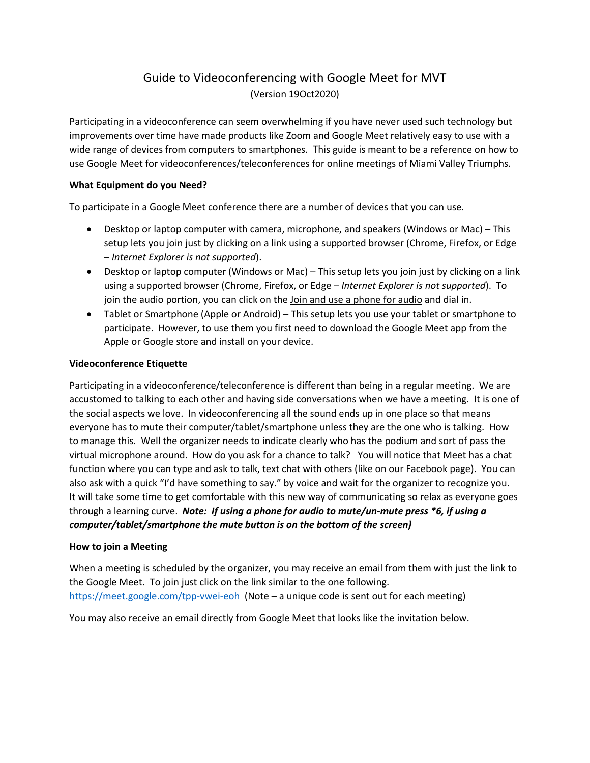# Guide to Videoconferencing with Google Meet for MVT

(Version 19Oct2020)

Participating in a videoconference can seem overwhelming if you have never used such technology but improvements over time have made products like Zoom and Google Meet relatively easy to use with a wide range of devices from computers to smartphones. This guide is meant to be a reference on how to use Google Meet for videoconferences/teleconferences for online meetings of Miami Valley Triumphs.

**What Equipment do you Need?**

To participate in a Google Meet conference there are a number of devices that you can use.

- Desktop or laptop computer with camera, microphone, and speakers (Windows or Mac) – This setup lets you join just by clicking on a link using a supported browser (Chrome, Firefox, or Edge – *Internet Explorer is not supported*).
- Desktop or laptop computer (Windows or Mac) – This setup lets you join just by clicking on a link using a supported browser (Chrome, Firefox, or Edge – *Internet Explorer is not supported*). To join the audio portion, you can click on the Join and use a phone for audio and dial in.
- Tablet or Smartphone (Apple or Android) – This setup lets you use your tablet or smartphone to participate. However, to use them you first need to download the Google Meet app from the Apple or Google store and install on your device.

**Videoconference Etiquette**

Participating in a videoconference/teleconference is different than being in a regular meeting. We are accustomed to talking to each other and having side conversations when we have a meeting. It is one of the social aspects we love. In videoconferencing all the sound ends up in one place so that means everyone has to mute their computer/tablet/smartphone unless they are the one who is talking. How to manage this. Well the organizer needs to indicate clearly who has the podium and sort of pass the virtual microphone around. How do you ask for a chance to talk? You will notice that Meet has a chat function where you can type and ask to talk, text chat with others (like on our Facebook page). You can also ask with a quick "I'd have something to say." by voice and wait for the organizer to recognize you. It will take some time to get comfortable with this new way of communicating so relax as everyone goes through a learning curve. ***Note: If using a phone for audio to mute/un-mute press *6, if using a computer/tablet/smartphone the mute button is on the bottom of the screen)***

**How to join a Meeting**

When a meeting is scheduled by the organizer, you may receive an email from them with just the link to the Google Meet. To join just click on the link similar to the one following. https://meet.google.com/tpp-vwei-eoh (Note – a unique code is sent out for each meeting)

You may also receive an email directly from Google Meet that looks like the invitation below.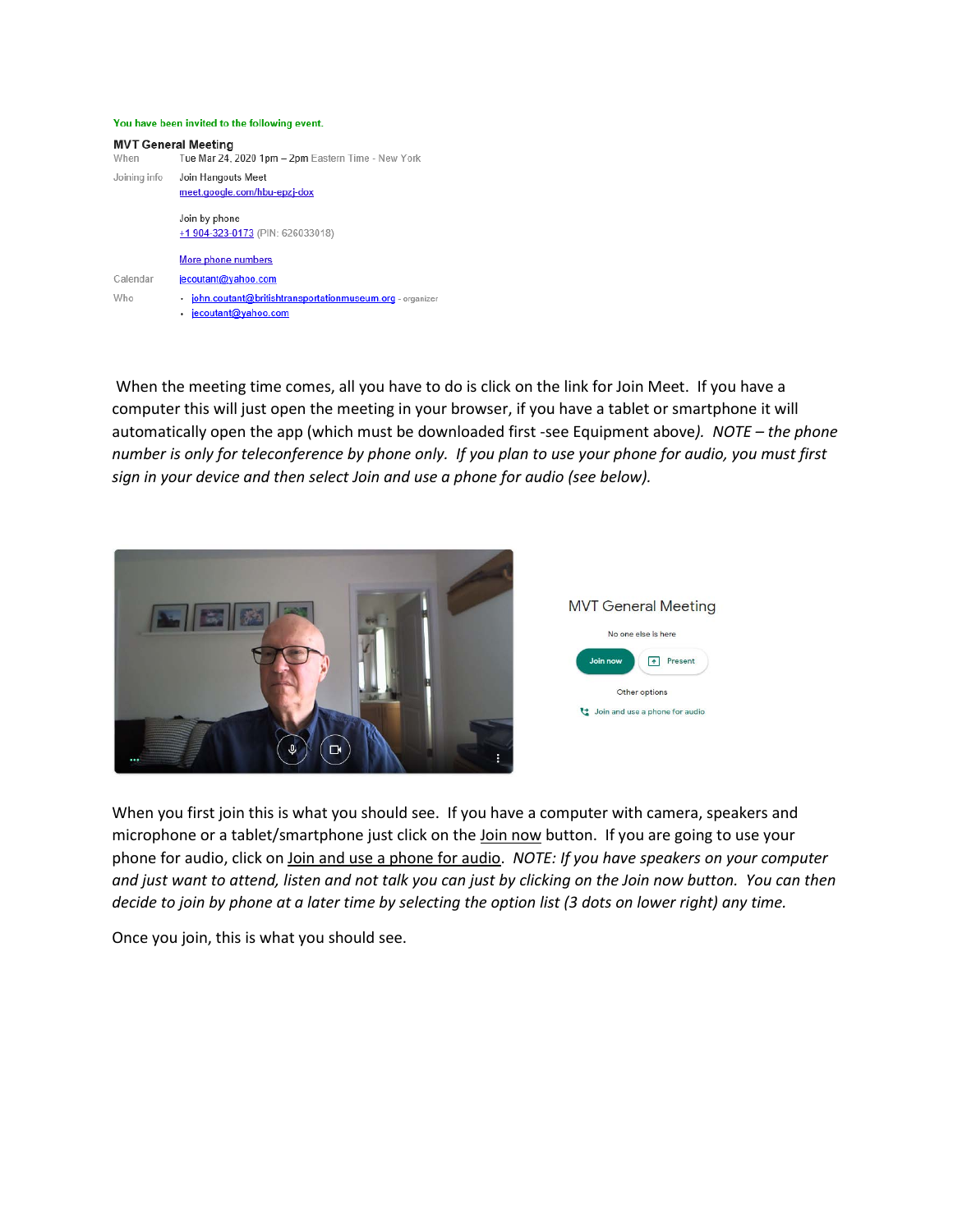You have been invited to the following event.

**MVT General Meeting**

| | |
|---|---|
| When | Tue Mar 24, 2020 1pm – 2pm Eastern Time - New York |
| Joining info | Join Hangouts Meet<br>meet.google.com/hbu-epzj-dox<br><br>Join by phone<br>+1 904-323-0173 (PIN: 626033018)<br><br>More phone numbers |
| Calendar | jecoutant@yahoo.com |
| Who | • john.coutant@britishtransportationmuseum.org - organizer<br>• jecoutant@yahoo.com |

When the meeting time comes, all you have to do is click on the link for Join Meet. If you have a computer this will just open the meeting in your browser, if you have a tablet or smartphone it will automatically open the app (which must be downloaded first -see Equipment above*). NOTE – the phone number is only for teleconference by phone only. If you plan to use your phone for audio, you must first sign in your device and then select Join and use a phone for audio (see below).*

MVT General Meeting

No one else is here

Join now | Present

Other options

Join and use a phone for audio

When you first join this is what you should see. If you have a computer with camera, speakers and microphone or a tablet/smartphone just click on the Join now button. If you are going to use your phone for audio, click on Join and use a phone for audio. *NOTE: If you have speakers on your computer and just want to attend, listen and not talk you can just by clicking on the Join now button. You can then decide to join by phone at a later time by selecting the option list (3 dots on lower right) any time.*

Once you join, this is what you should see.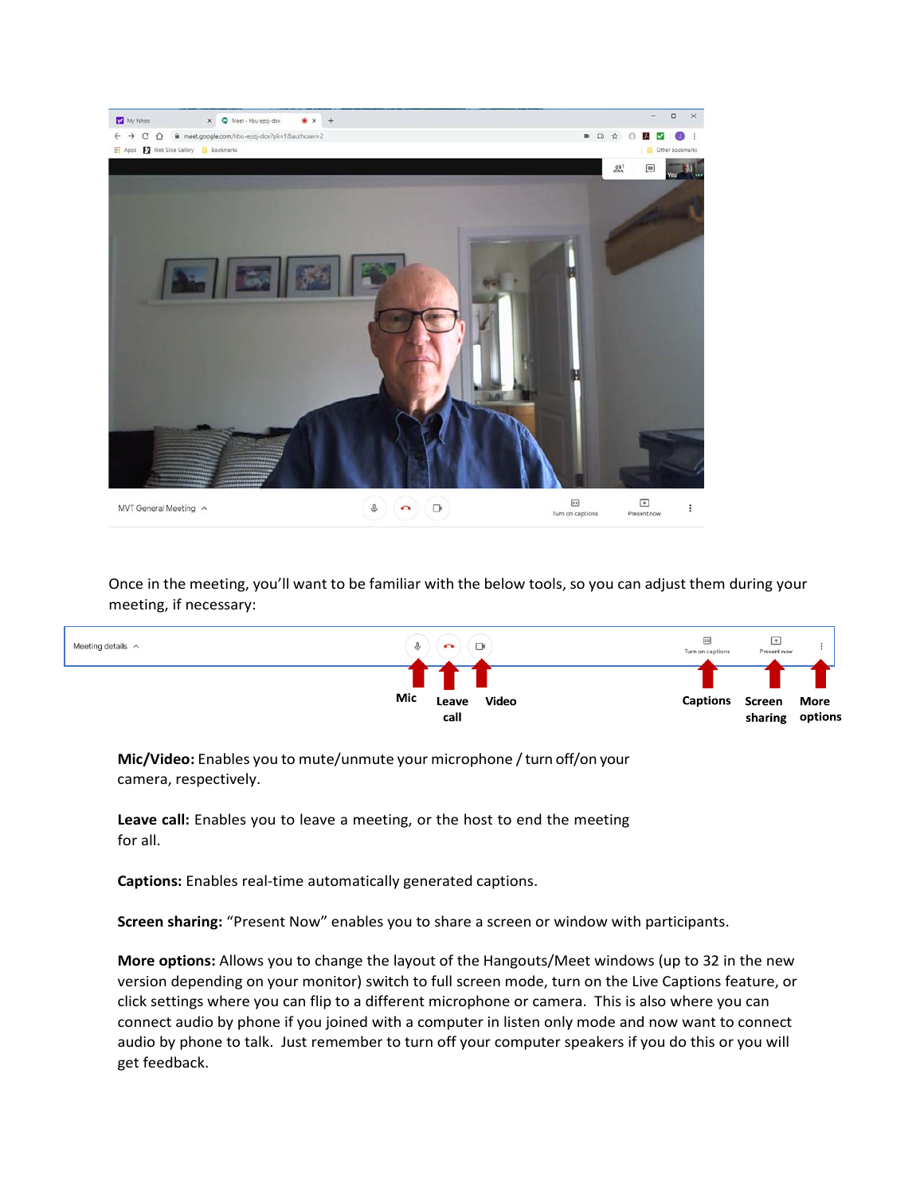Once in the meeting, you'll want to be familiar with the below tools, so you can adjust them during your meeting, if necessary:

**Mic/Video:** Enables you to mute/unmute your microphone / turn off/on your camera, respectively.

**Leave call:** Enables you to leave a meeting, or the host to end the meeting for all.

**Captions:** Enables real-time automatically generated captions.

**Screen sharing:** "Present Now" enables you to share a screen or window with participants.

**More options:** Allows you to change the layout of the Hangouts/Meet windows (up to 32 in the new version depending on your monitor) switch to full screen mode, turn on the Live Captions feature, or click settings where you can flip to a different microphone or camera. This is also where you can connect audio by phone if you joined with a computer in listen only mode and now want to connect audio by phone to talk. Just remember to turn off your computer speakers if you do this or you will get feedback.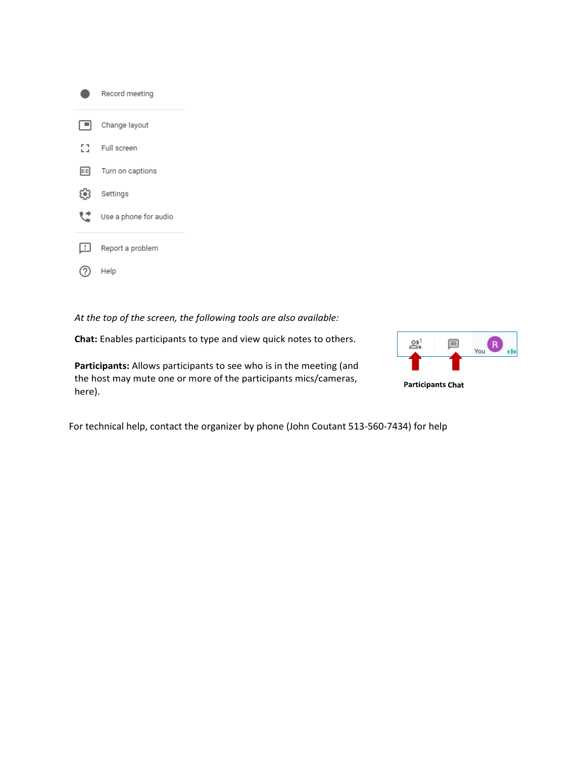Record meeting

Change layout

Full screen

Turn on captions

Settings

Use a phone for audio

Report a problem

Help

*At the top of the screen, the following tools are also available:*

**Chat:** Enables participants to type and view quick notes to others.

**Participants:** Allows participants to see who is in the meeting (and the host may mute one or more of the participants mics/cameras, here).

You

**Participants Chat**

For technical help, contact the organizer by phone (John Coutant 513-560-7434) for help